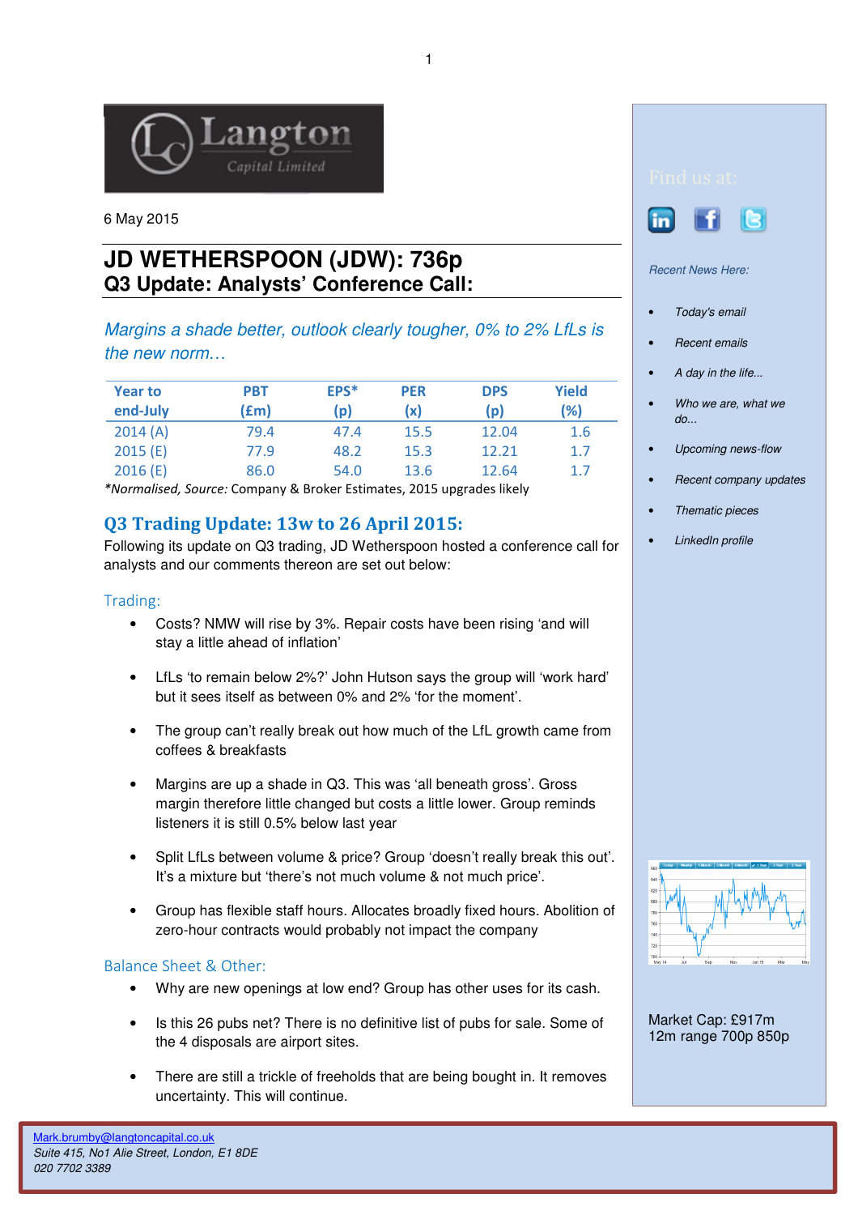6 May 2015

# JD WETHERSPOON (JDW): 736p

## Q3 Update: Analysts' Conference Call:

*Margins a shade better, outlook clearly tougher, 0% to 2% LfLs is the new norm…*

| Year to end-July | PBT (£m) | EPS* (p) | PER (x) | DPS (p) | Yield (%) |
|---|---|---|---|---|---|
| 2014 (A) | 79.4 | 47.4 | 15.5 | 12.04 | 1.6 |
| 2015 (E) | 77.9 | 48.2 | 15.3 | 12.21 | 1.7 |
| 2016 (E) | 86.0 | 54.0 | 13.6 | 12.64 | 1.7 |

*Normalised, Source: Company & Broker Estimates, 2015 upgrades likely

## Q3 Trading Update: 13w to 26 April 2015:

Following its update on Q3 trading, JD Wetherspoon hosted a conference call for analysts and our comments thereon are set out below:

### Trading:

- Costs? NMW will rise by 3%. Repair costs have been rising 'and will stay a little ahead of inflation'
- LfLs 'to remain below 2%?' John Hutson says the group will 'work hard' but it sees itself as between 0% and 2% 'for the moment'.
- The group can't really break out how much of the LfL growth came from coffees & breakfasts
- Margins are up a shade in Q3. This was 'all beneath gross'. Gross margin therefore little changed but costs a little lower. Group reminds listeners it is still 0.5% below last year
- Split LfLs between volume & price? Group 'doesn't really break this out'. It's a mixture but 'there's not much volume & not much price'.
- Group has flexible staff hours. Allocates broadly fixed hours. Abolition of zero-hour contracts would probably not impact the company

### Balance Sheet & Other:

- Why are new openings at low end? Group has other uses for its cash.
- Is this 26 pubs net? There is no definitive list of pubs for sale. Some of the 4 disposals are airport sites.
- There are still a trickle of freeholds that are being bought in. It removes uncertainty. This will continue.

Find us at:

*Recent News Here:*

- *Today's email*
- *Recent emails*
- *A day in the life...*
- *Who we are, what we do...*
- *Upcoming news-flow*
- *Recent company updates*
- *Thematic pieces*
- *LinkedIn profile*

Market Cap: £917m
12m range 700p 850p

Mark.brumby@langtoncapital.co.uk
*Suite 415, No1 Alie Street, London, E1 8DE*
*020 7702 3389*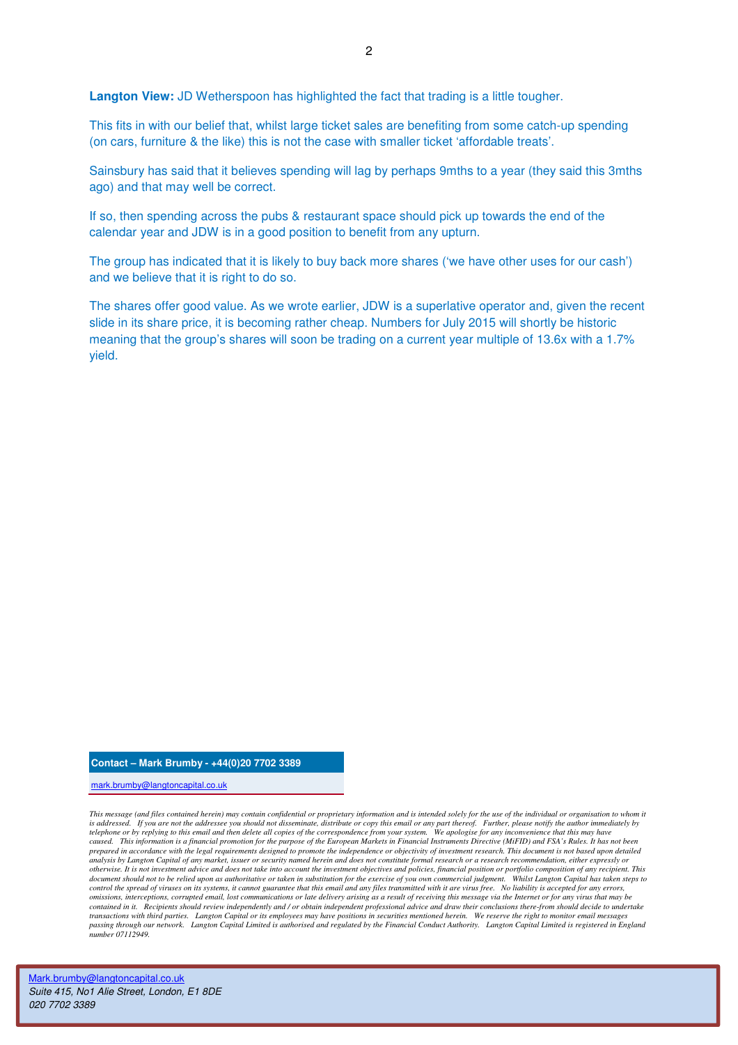**Langton View:** JD Wetherspoon has highlighted the fact that trading is a little tougher.

This fits in with our belief that, whilst large ticket sales are benefiting from some catch-up spending (on cars, furniture & the like) this is not the case with smaller ticket 'affordable treats'.

Sainsbury has said that it believes spending will lag by perhaps 9mths to a year (they said this 3mths ago) and that may well be correct.

If so, then spending across the pubs & restaurant space should pick up towards the end of the calendar year and JDW is in a good position to benefit from any upturn.

The group has indicated that it is likely to buy back more shares ('we have other uses for our cash') and we believe that it is right to do so.

The shares offer good value. As we wrote earlier, JDW is a superlative operator and, given the recent slide in its share price, it is becoming rather cheap. Numbers for July 2015 will shortly be historic meaning that the group's shares will soon be trading on a current year multiple of 13.6x with a 1.7% yield.

**Contact – Mark Brumby - +44(0)20 7702 3389**

mark.brumby@langtoncapital.co.uk

*This message (and files contained herein) may contain confidential or proprietary information and is intended solely for the use of the individual or organisation to whom it is addressed. If you are not the addressee you should not disseminate, distribute or copy this email or any part thereof. Further, please notify the author immediately by telephone or by replying to this email and then delete all copies of the correspondence from your system. We apologise for any inconvenience that this may have caused. This information is a financial promotion for the purpose of the European Markets in Financial Instruments Directive (MiFID) and FSA's Rules. It has not been prepared in accordance with the legal requirements designed to promote the independence or objectivity of investment research. This document is not based upon detailed analysis by Langton Capital of any market, issuer or security named herein and does not constitute formal research or a research recommendation, either expressly or otherwise. It is not investment advice and does not take into account the investment objectives and policies, financial position or portfolio composition of any recipient. This document should not to be relied upon as authoritative or taken in substitution for the exercise of you own commercial judgment. Whilst Langton Capital has taken steps to control the spread of viruses on its systems, it cannot guarantee that this email and any files transmitted with it are virus free. No liability is accepted for any errors, omissions, interceptions, corrupted email, lost communications or late delivery arising as a result of receiving this message via the Internet or for any virus that may be contained in it. Recipients should review independently and / or obtain independent professional advice and draw their conclusions there-from should decide to undertake transactions with third parties. Langton Capital or its employees may have positions in securities mentioned herein. We reserve the right to monitor email messages passing through our network. Langton Capital Limited is authorised and regulated by the Financial Conduct Authority. Langton Capital Limited is registered in England number 07112949.*

Mark.brumby@langtoncapital.co.uk
*Suite 415, No1 Alie Street, London, E1 8DE*
*020 7702 3389*